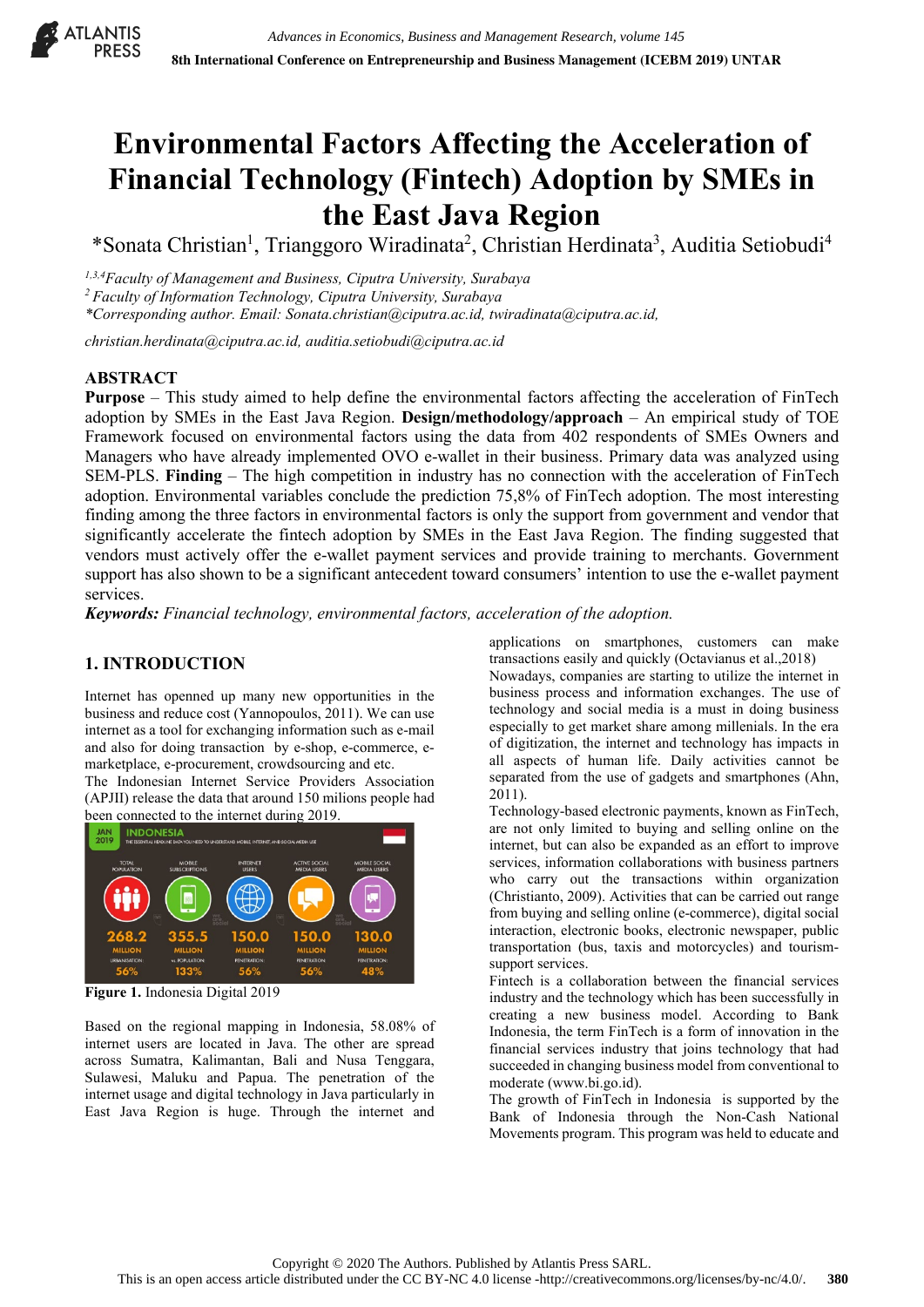# Environmental Factors Affecting the Acceleration of Financial Technology (Fintech) Adoption by SMEs in the East Java Region

*Sonata Christian[1], Trianggoro Wiradinata[2], Christian Herdinata[3], Auditia Setiobudi[4]

[1,3,4]*Faculty of Management and Business, Ciputra University, Surabaya*
[2] *Faculty of Information Technology, Ciputra University, Surabaya*
**Corresponding author. Email: Sonata.christian@ciputra.ac.id, twiradinata@ciputra.ac.id,*

*christian.herdinata@ciputra.ac.id, auditia.setiobudi@ciputra.ac.id*

## ABSTRACT

**Purpose** – This study aimed to help define the environmental factors affecting the acceleration of FinTech adoption by SMEs in the East Java Region. **Design/methodology/approach** – An empirical study of TOE Framework focused on environmental factors using the data from 402 respondents of SMEs Owners and Managers who have already implemented OVO e-wallet in their business. Primary data was analyzed using SEM-PLS. **Finding** – The high competition in industry has no connection with the acceleration of FinTech adoption. Environmental variables conclude the prediction 75,8% of FinTech adoption. The most interesting finding among the three factors in environmental factors is only the support from government and vendor that significantly accelerate the fintech adoption by SMEs in the East Java Region. The finding suggested that vendors must actively offer the e-wallet payment services and provide training to merchants. Government support has also shown to be a significant antecedent toward consumers' intention to use the e-wallet payment services.

***Keywords:*** *Financial technology, environmental factors, acceleration of the adoption.*

## 1. INTRODUCTION

Internet has openned up many new opportunities in the business and reduce cost (Yannopoulos, 2011). We can use internet as a tool for exchanging information such as e-mail and also for doing transaction by e-shop, e-commerce, e-marketplace, e-procurement, crowdsourcing and etc.

The Indonesian Internet Service Providers Association (APJII) release the data that around 150 milions people had been connected to the internet during 2019.

| TOTAL POPULATION | MOBILE SUBSCRIPTIONS | INTERNET USERS | ACTIVE SOCIAL MEDIA USERS | MOBILE SOCIAL MEDIA USERS |
|---|---|---|---|---|
| 268.2 MILLION | 355.5 MILLION | 150.0 MILLION | 150.0 MILLION | 130.0 MILLION |
| URBANISATION: 56% | vs. POPULATION: 133% | PENETRATION: 56% | PENETRATION: 56% | PENETRATION: 48% |

**Figure 1.** Indonesia Digital 2019

Based on the regional mapping in Indonesia, 58.08% of internet users are located in Java. The other are spread across Sumatra, Kalimantan, Bali and Nusa Tenggara, Sulawesi, Maluku and Papua. The penetration of the internet usage and digital technology in Java particularly in East Java Region is huge. Through the internet and applications on smartphones, customers can make transactions easily and quickly (Octavianus et al.,2018)

Nowadays, companies are starting to utilize the internet in business process and information exchanges. The use of technology and social media is a must in doing business especially to get market share among millenials. In the era of digitization, the internet and technology has impacts in all aspects of human life. Daily activities cannot be separated from the use of gadgets and smartphones (Ahn, 2011).

Technology-based electronic payments, known as FinTech, are not only limited to buying and selling online on the internet, but can also be expanded as an effort to improve services, information collaborations with business partners who carry out the transactions within organization (Christianto, 2009). Activities that can be carried out range from buying and selling online (e-commerce), digital social interaction, electronic books, electronic newspaper, public transportation (bus, taxis and motorcycles) and tourism-support services.

Fintech is a collaboration between the financial services industry and the technology which has been successfully in creating a new business model. According to Bank Indonesia, the term FinTech is a form of innovation in the financial services industry that joins technology that had succeeded in changing business model from conventional to moderate (www.bi.go.id).

The growth of FinTech in Indonesia is supported by the Bank of Indonesia through the Non-Cash National Movements program. This program was held to educate and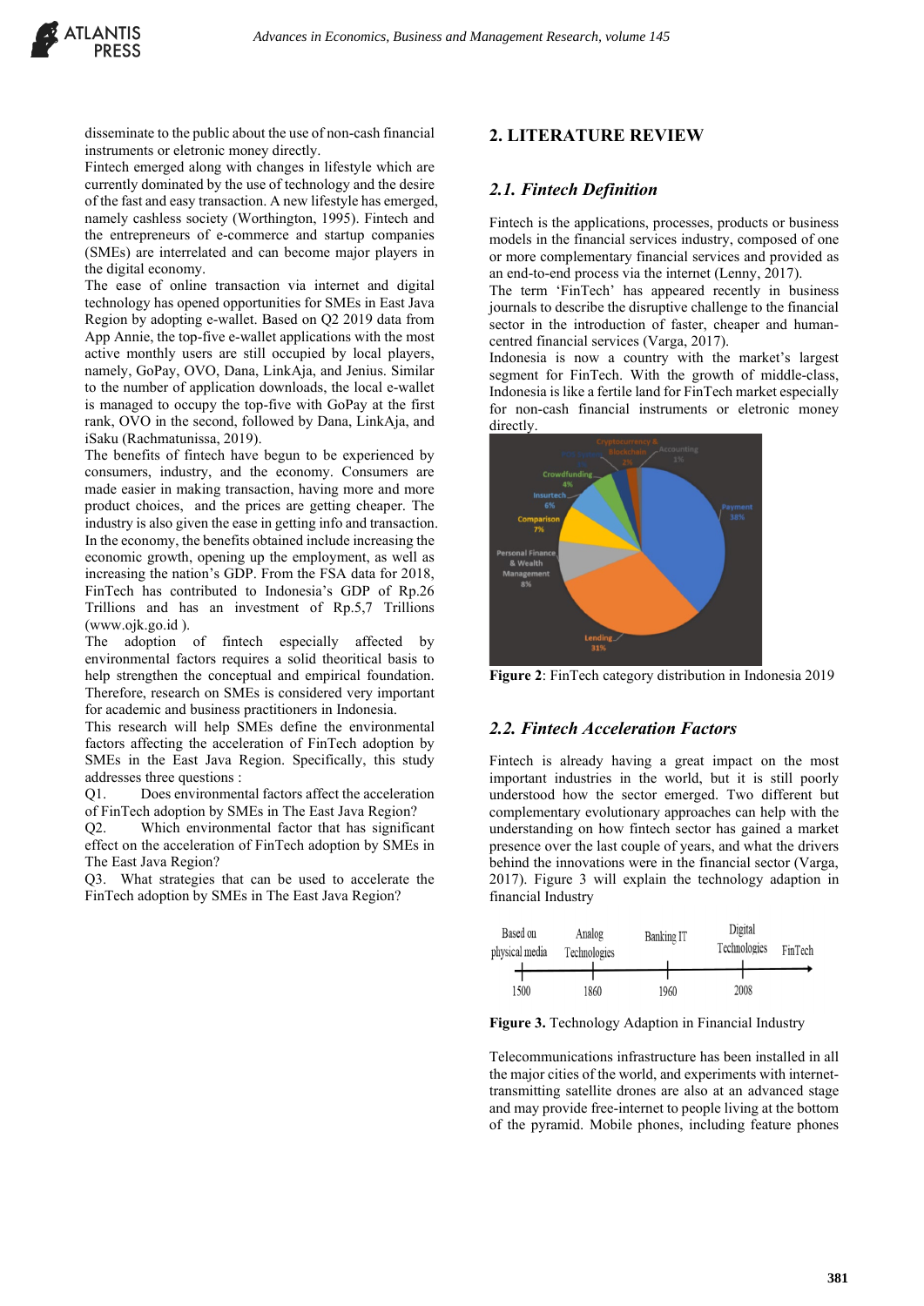disseminate to the public about the use of non-cash financial instruments or eletronic money directly.

Fintech emerged along with changes in lifestyle which are currently dominated by the use of technology and the desire of the fast and easy transaction. A new lifestyle has emerged, namely cashless society (Worthington, 1995). Fintech and the entrepreneurs of e-commerce and startup companies (SMEs) are interrelated and can become major players in the digital economy.

The ease of online transaction via internet and digital technology has opened opportunities for SMEs in East Java Region by adopting e-wallet. Based on Q2 2019 data from App Annie, the top-five e-wallet applications with the most active monthly users are still occupied by local players, namely, GoPay, OVO, Dana, LinkAja, and Jenius. Similar to the number of application downloads, the local e-wallet is managed to occupy the top-five with GoPay at the first rank, OVO in the second, followed by Dana, LinkAja, and iSaku (Rachmatunissa, 2019).

The benefits of fintech have begun to be experienced by consumers, industry, and the economy. Consumers are made easier in making transaction, having more and more product choices, and the prices are getting cheaper. The industry is also given the ease in getting info and transaction. In the economy, the benefits obtained include increasing the economic growth, opening up the employment, as well as increasing the nation's GDP. From the FSA data for 2018, FinTech has contributed to Indonesia's GDP of Rp.26 Trillions and has an investment of Rp.5,7 Trillions (www.ojk.go.id ).

The adoption of fintech especially affected by environmental factors requires a solid theoritical basis to help strengthen the conceptual and empirical foundation. Therefore, research on SMEs is considered very important for academic and business practitioners in Indonesia.

This research will help SMEs define the environmental factors affecting the acceleration of FinTech adoption by SMEs in the East Java Region. Specifically, this study addresses three questions :

Q1. Does environmental factors affect the acceleration of FinTech adoption by SMEs in The East Java Region?

Q2. Which environmental factor that has significant effect on the acceleration of FinTech adoption by SMEs in The East Java Region?

Q3. What strategies that can be used to accelerate the FinTech adoption by SMEs in The East Java Region?

## 2. LITERATURE REVIEW

### *2.1. Fintech Definition*

Fintech is the applications, processes, products or business models in the financial services industry, composed of one or more complementary financial services and provided as an end-to-end process via the internet (Lenny, 2017).

The term 'FinTech' has appeared recently in business journals to describe the disruptive challenge to the financial sector in the introduction of faster, cheaper and human-centred financial services (Varga, 2017).

Indonesia is now a country with the market's largest segment for FinTech. With the growth of middle-class, Indonesia is like a fertile land for FinTech market especially for non-cash financial instruments or eletronic money directly.

**Figure 2**: FinTech category distribution in Indonesia 2019

### *2.2. Fintech Acceleration Factors*

Fintech is already having a great impact on the most important industries in the world, but it is still poorly understood how the sector emerged. Two different but complementary evolutionary approaches can help with the understanding on how fintech sector has gained a market presence over the last couple of years, and what the drivers behind the innovations were in the financial sector (Varga, 2017). Figure 3 will explain the technology adaption in financial Industry

**Figure 3.** Technology Adaption in Financial Industry

Telecommunications infrastructure has been installed in all the major cities of the world, and experiments with internet-transmitting satellite drones are also at an advanced stage and may provide free-internet to people living at the bottom of the pyramid. Mobile phones, including feature phones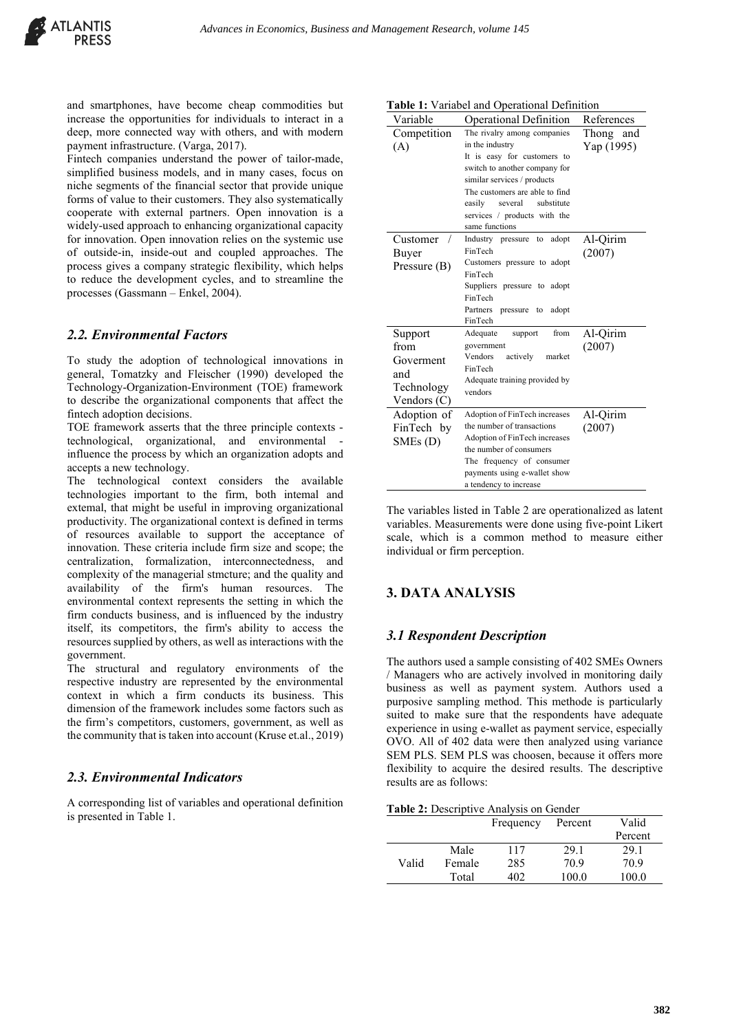and smartphones, have become cheap commodities but increase the opportunities for individuals to interact in a deep, more connected way with others, and with modern payment infrastructure. (Varga, 2017).

Fintech companies understand the power of tailor-made, simplified business models, and in many cases, focus on niche segments of the financial sector that provide unique forms of value to their customers. They also systematically cooperate with external partners. Open innovation is a widely-used approach to enhancing organizational capacity for innovation. Open innovation relies on the systemic use of outside-in, inside-out and coupled approaches. The process gives a company strategic flexibility, which helps to reduce the development cycles, and to streamline the processes (Gassmann – Enkel, 2004).

### *2.2. Environmental Factors*

To study the adoption of technological innovations in general, Tomatzky and Fleischer (1990) developed the Technology-Organization-Environment (TOE) framework to describe the organizational components that affect the fintech adoption decisions.

TOE framework asserts that the three principle contexts - technological, organizational, and environmental - influence the process by which an organization adopts and accepts a new technology.

The technological context considers the available technologies important to the firm, both intemal and extemal, that might be useful in improving organizational productivity. The organizational context is defined in terms of resources available to support the acceptance of innovation. These criteria include firm size and scope; the centralization, formalization, interconnectedness, and complexity of the managerial stmcture; and the quality and availability of the firm's human resources. The environmental context represents the setting in which the firm conducts business, and is influenced by the industry itself, its competitors, the firm's ability to access the resources supplied by others, as well as interactions with the government.

The structural and regulatory environments of the respective industry are represented by the environmental context in which a firm conducts its business. This dimension of the framework includes some factors such as the firm's competitors, customers, government, as well as the community that is taken into account (Kruse et.al., 2019)

### *2.3. Environmental Indicators*

A corresponding list of variables and operational definition is presented in Table 1.

**Table 1:** Variabel and Operational Definition

| Variable | Operational Definition | References |
|---|---|---|
| Competition (A) | The rivalry among companies in the industry<br>It is easy for customers to switch to another company for similar services / products<br>The customers are able to find easily several substitute services / products with the same functions | Thong and Yap (1995) |
| Customer / Buyer Pressure (B) | Industry pressure to adopt FinTech<br>Customers pressure to adopt FinTech<br>Suppliers pressure to adopt FinTech<br>Partners pressure to adopt FinTech | Al-Qirim (2007) |
| Support from Goverment and Technology Vendors (C) | Adequate support from government<br>Vendors actively market FinTech<br>Adequate training provided by vendors | Al-Qirim (2007) |
| Adoption of FinTech by SMEs (D) | Adoption of FinTech increases the number of transactions<br>Adoption of FinTech increases the number of consumers<br>The frequency of consumer payments using e-wallet show a tendency to increase | Al-Qirim (2007) |

The variables listed in Table 2 are operationalized as latent variables. Measurements were done using five-point Likert scale, which is a common method to measure either individual or firm perception.

## 3. DATA ANALYSIS

### *3.1 Respondent Description*

The authors used a sample consisting of 402 SMEs Owners / Managers who are actively involved in monitoring daily business as well as payment system. Authors used a purposive sampling method. This methode is particularly suited to make sure that the respondents have adequate experience in using e-wallet as payment service, especially OVO. All of 402 data were then analyzed using variance SEM PLS. SEM PLS was choosen, because it offers more flexibility to acquire the desired results. The descriptive results are as follows:

**Table 2:** Descriptive Analysis on Gender

| | | Frequency | Percent | Valid Percent |
|---|---|---|---|---|
| Valid | Male | 117 | 29.1 | 29.1 |
| | Female | 285 | 70.9 | 70.9 |
| | Total | 402 | 100.0 | 100.0 |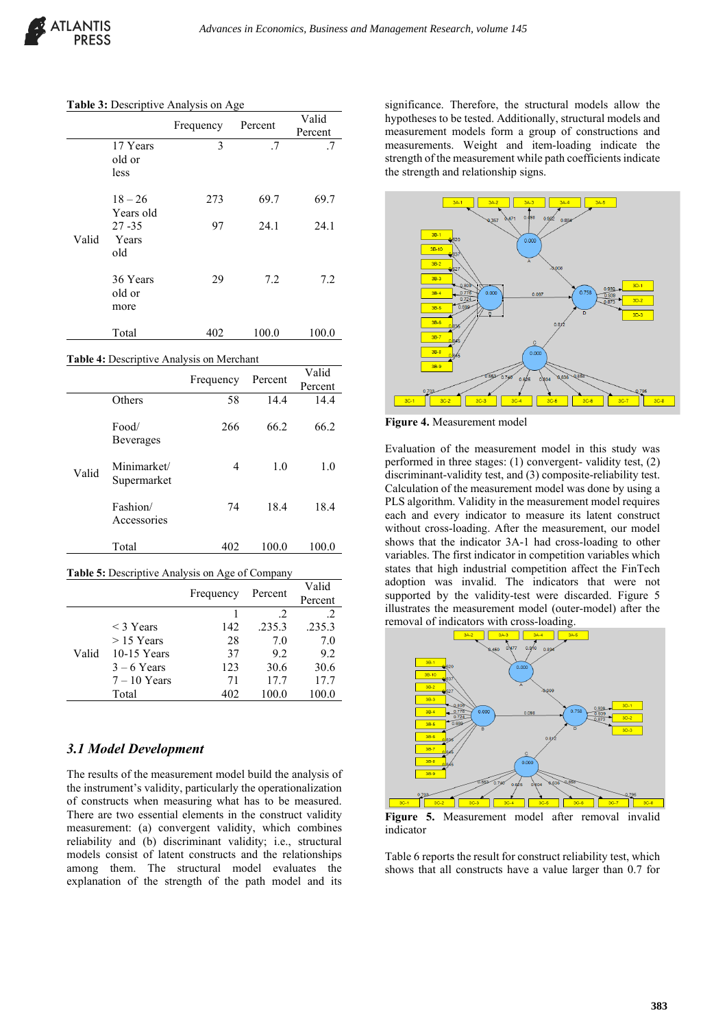**Table 3:** Descriptive Analysis on Age

| | | Frequency | Percent | Valid Percent |
|---|---|---|---|---|
| Valid | 17 Years old or less | 3 | .7 | .7 |
| | 18 – 26 Years old | 273 | 69.7 | 69.7 |
| | 27 -35 Years old | 97 | 24.1 | 24.1 |
| | 36 Years old or more | 29 | 7.2 | 7.2 |
| | Total | 402 | 100.0 | 100.0 |

**Table 4:** Descriptive Analysis on Merchant

| | | Frequency | Percent | Valid Percent |
|---|---|---|---|---|
| Valid | Others | 58 | 14.4 | 14.4 |
| | Food/ Beverages | 266 | 66.2 | 66.2 |
| | Minimarket/ Supermarket | 4 | 1.0 | 1.0 |
| | Fashion/ Accessories | 74 | 18.4 | 18.4 |
| | Total | 402 | 100.0 | 100.0 |

**Table 5:** Descriptive Analysis on Age of Company

| | | Frequency | Percent | Valid Percent |
|---|---|---|---|---|
| Valid | | 1 | .2 | .2 |
| | < 3 Years | 142 | .235.3 | .235.3 |
| | > 15 Years | 28 | 7.0 | 7.0 |
| | 10-15 Years | 37 | 9.2 | 9.2 |
| | 3 – 6 Years | 123 | 30.6 | 30.6 |
| | 7 – 10 Years | 71 | 17.7 | 17.7 |
| | Total | 402 | 100.0 | 100.0 |

### *3.1 Model Development*

The results of the measurement model build the analysis of the instrument's validity, particularly the operationalization of constructs when measuring what has to be measured. There are two essential elements in the construct validity measurement: (a) convergent validity, which combines reliability and (b) discriminant validity; i.e., structural models consist of latent constructs and the relationships among them. The structural model evaluates the explanation of the strength of the path model and its significance. Therefore, the structural models allow the hypotheses to be tested. Additionally, structural models and measurement models form a group of constructions and measurements. Weight and item-loading indicate the strength of the measurement while path coefficients indicate the strength and relationship signs.

**Figure 4.** Measurement model

Evaluation of the measurement model in this study was performed in three stages: (1) convergent- validity test, (2) discriminant-validity test, and (3) composite-reliability test. Calculation of the measurement model was done by using a PLS algorithm. Validity in the measurement model requires each and every indicator to measure its latent construct without cross-loading. After the measurement, our model shows that the indicator 3A-1 had cross-loading to other variables. The first indicator in competition variables which states that high industrial competition affect the FinTech adoption was invalid. The indicators that were not supported by the validity-test were discarded. Figure 5 illustrates the measurement model (outer-model) after the removal of indicators with cross-loading.

**Figure 5.** Measurement model after removal invalid indicator

Table 6 reports the result for construct reliability test, which shows that all constructs have a value larger than 0.7 for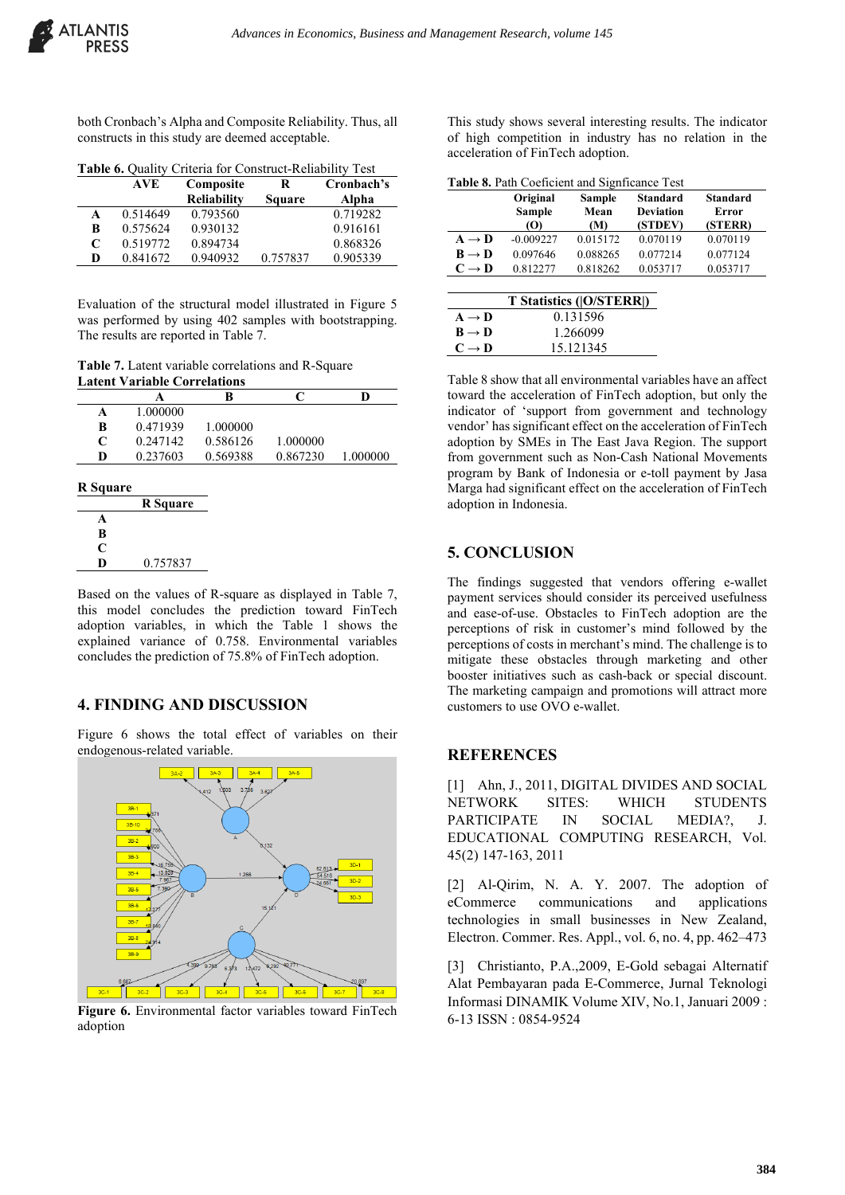both Cronbach's Alpha and Composite Reliability. Thus, all constructs in this study are deemed acceptable.

**Table 6.** Quality Criteria for Construct-Reliability Test

| | AVE | Composite Reliability | R Square | Cronbach's Alpha |
|---|---|---|---|---|
| **A** | 0.514649 | 0.793560 | | 0.719282 |
| **B** | 0.575624 | 0.930132 | | 0.916161 |
| **C** | 0.519772 | 0.894734 | | 0.868326 |
| **D** | 0.841672 | 0.940932 | 0.757837 | 0.905339 |

Evaluation of the structural model illustrated in Figure 5 was performed by using 402 samples with bootstrapping. The results are reported in Table 7.

**Table 7.** Latent variable correlations and R-Square

**Latent Variable Correlations**

| | A | B | C | D |
|---|---|---|---|---|
| **A** | 1.000000 | | | |
| **B** | 0.471939 | 1.000000 | | |
| **C** | 0.247142 | 0.586126 | 1.000000 | |
| **D** | 0.237603 | 0.569388 | 0.867230 | 1.000000 |

**R Square**

| | R Square |
|---|---|
| **A** | |
| **B** | |
| **C** | |
| **D** | 0.757837 |

Based on the values of R-square as displayed in Table 7, this model concludes the prediction toward FinTech adoption variables, in which the Table 1 shows the explained variance of 0.758. Environmental variables concludes the prediction of 75.8% of FinTech adoption.

## 4. FINDING AND DISCUSSION

Figure 6 shows the total effect of variables on their endogenous-related variable.

**Figure 6.** Environmental factor variables toward FinTech adoption

This study shows several interesting results. The indicator of high competition in industry has no relation in the acceleration of FinTech adoption.

**Table 8.** Path Coeficient and Signficance Test

| | Original Sample (O) | Sample Mean (M) | Standard Deviation (STDEV) | Standard Error (STERR) | T Statistics (\|O/STERR\|) |
|---|---|---|---|---|---|
| **A → D** | -0.009227 | 0.015172 | 0.070119 | 0.070119 | 0.131596 |
| **B → D** | 0.097646 | 0.088265 | 0.077214 | 0.077124 | 1.266099 |
| **C → D** | 0.812277 | 0.818262 | 0.053717 | 0.053717 | 15.121345 |

Table 8 show that all environmental variables have an affect toward the acceleration of FinTech adoption, but only the indicator of 'support from government and technology vendor' has significant effect on the acceleration of FinTech adoption by SMEs in The East Java Region. The support from government such as Non-Cash National Movements program by Bank of Indonesia or e-toll payment by Jasa Marga had significant effect on the acceleration of FinTech adoption in Indonesia.

## 5. CONCLUSION

The findings suggested that vendors offering e-wallet payment services should consider its perceived usefulness and ease-of-use. Obstacles to FinTech adoption are the perceptions of risk in customer's mind followed by the perceptions of costs in merchant's mind. The challenge is to mitigate these obstacles through marketing and other booster initiatives such as cash-back or special discount. The marketing campaign and promotions will attract more customers to use OVO e-wallet.

## REFERENCES

[1] Ahn, J., 2011, DIGITAL DIVIDES AND SOCIAL NETWORK SITES: WHICH STUDENTS PARTICIPATE IN SOCIAL MEDIA?, J. EDUCATIONAL COMPUTING RESEARCH, Vol. 45(2) 147-163, 2011

[2] Al-Qirim, N. A. Y. 2007. The adoption of eCommerce communications and applications technologies in small businesses in New Zealand, Electron. Commer. Res. Appl., vol. 6, no. 4, pp. 462–473

[3] Christianto, P.A.,2009, E-Gold sebagai Alternatif Alat Pembayaran pada E-Commerce, Jurnal Teknologi Informasi DINAMIK Volume XIV, No.1, Januari 2009 : 6-13 ISSN : 0854-9524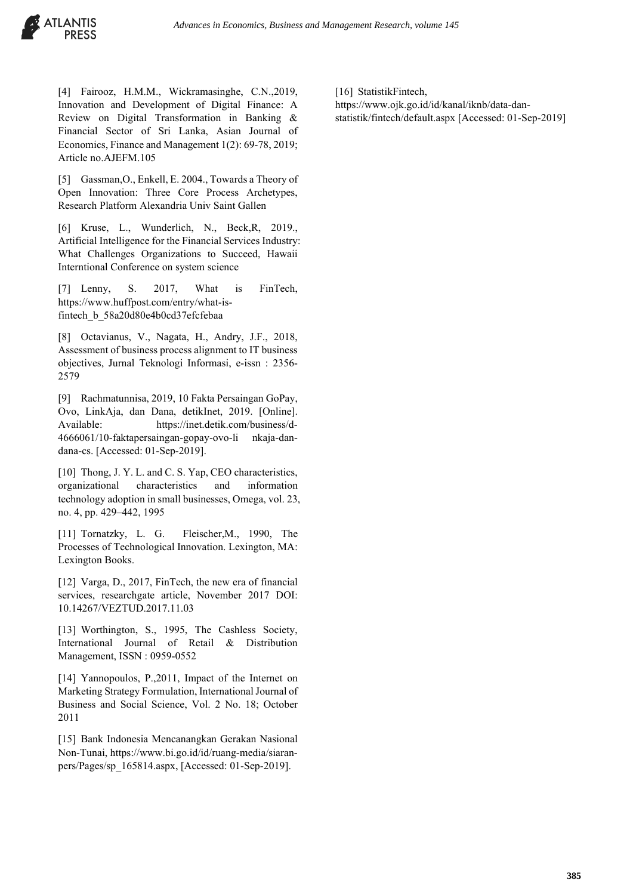[4] Fairooz, H.M.M., Wickramasinghe, C.N.,2019, Innovation and Development of Digital Finance: A Review on Digital Transformation in Banking & Financial Sector of Sri Lanka, Asian Journal of Economics, Finance and Management 1(2): 69-78, 2019; Article no.AJEFM.105

[5] Gassman,O., Enkell, E. 2004., Towards a Theory of Open Innovation: Three Core Process Archetypes, Research Platform Alexandria Univ Saint Gallen

[6] Kruse, L., Wunderlich, N., Beck,R, 2019., Artificial Intelligence for the Financial Services Industry: What Challenges Organizations to Succeed, Hawaii Interntional Conference on system science

[7] Lenny, S. 2017, What is FinTech, https://www.huffpost.com/entry/what-is-fintech_b_58a20d80e4b0cd37efcfebaa

[8] Octavianus, V., Nagata, H., Andry, J.F., 2018, Assessment of business process alignment to IT business objectives, Jurnal Teknologi Informasi, e-issn : 2356-2579

[9] Rachmatunnisa, 2019, 10 Fakta Persaingan GoPay, Ovo, LinkAja, dan Dana, detikInet, 2019. [Online]. Available: https://inet.detik.com/business/d-4666061/10-faktapersaingan-gopay-ovo-li nkaja-dan-dana-cs. [Accessed: 01-Sep-2019].

[10] Thong, J. Y. L. and C. S. Yap, CEO characteristics, organizational characteristics and information technology adoption in small businesses, Omega, vol. 23, no. 4, pp. 429–442, 1995

[11] Tornatzky, L. G. Fleischer,M., 1990, The Processes of Technological Innovation. Lexington, MA: Lexington Books.

[12] Varga, D., 2017, FinTech, the new era of financial services, researchgate article, November 2017 DOI: 10.14267/VEZTUD.2017.11.03

[13] Worthington, S., 1995, The Cashless Society, International Journal of Retail & Distribution Management, ISSN : 0959-0552

[14] Yannopoulos, P.,2011, Impact of the Internet on Marketing Strategy Formulation, International Journal of Business and Social Science, Vol. 2 No. 18; October 2011

[15] Bank Indonesia Mencanangkan Gerakan Nasional Non-Tunai, https://www.bi.go.id/id/ruang-media/siaran-pers/Pages/sp_165814.aspx, [Accessed: 01-Sep-2019].

[16] StatistikFintech, https://www.ojk.go.id/id/kanal/iknb/data-dan-statistik/fintech/default.aspx [Accessed: 01-Sep-2019]